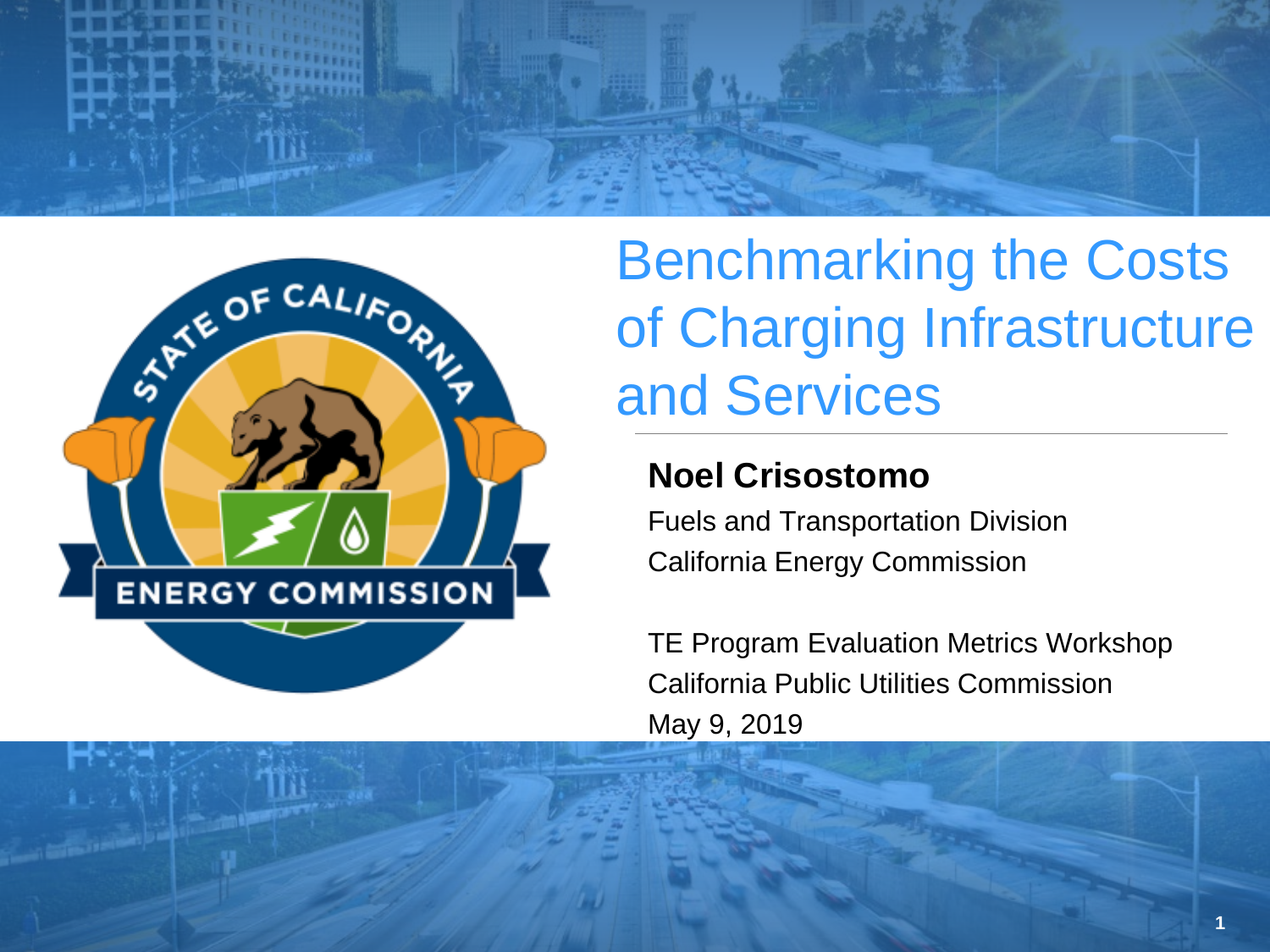# Benchmarking the Costs of Charging Infrastructure and Services

**Noel Crisostomo**

Fuels and Transportation Division
California Energy Commission

TE Program Evaluation Metrics Workshop
California Public Utilities Commission
May 9, 2019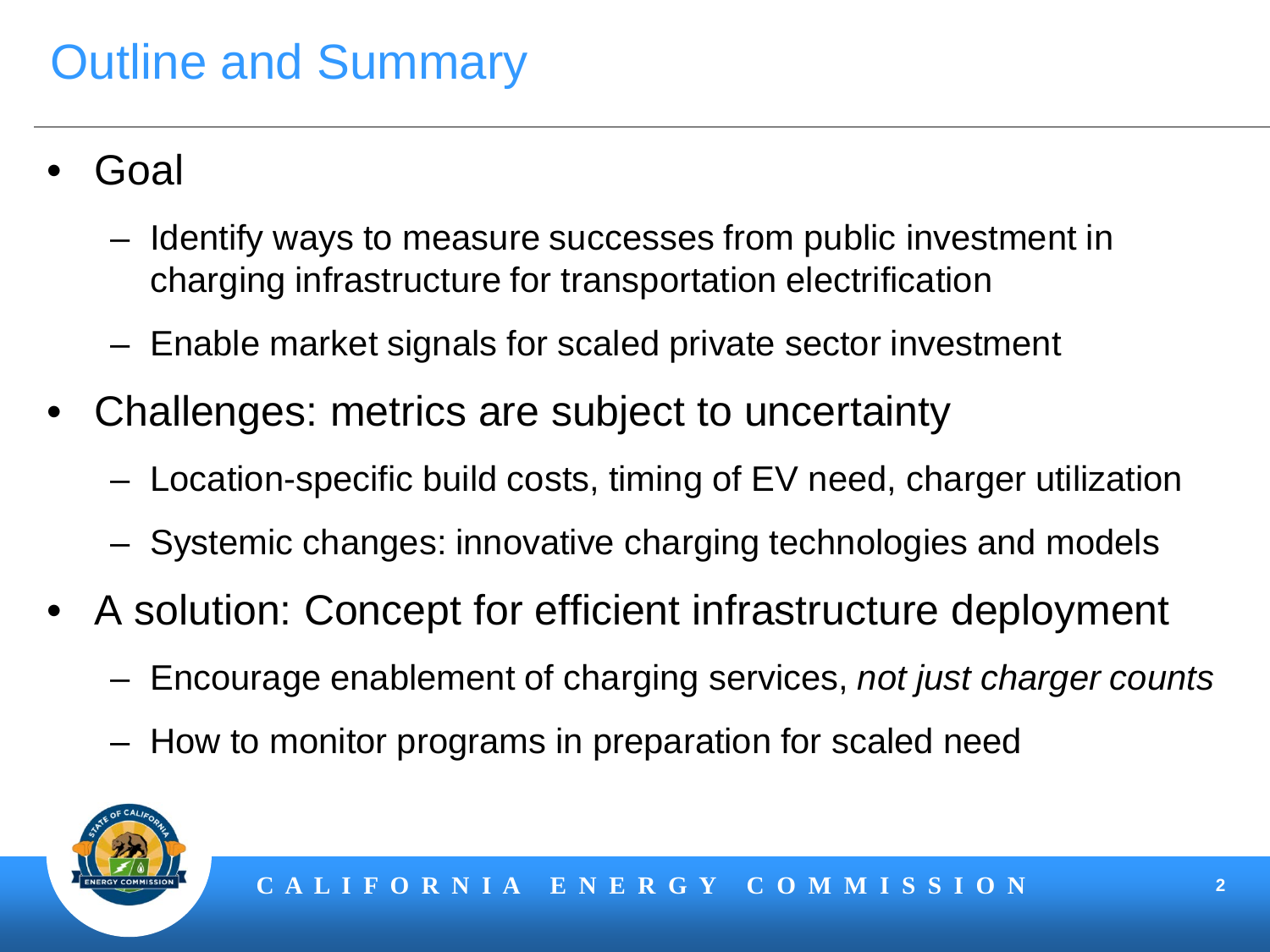# Outline and Summary

- Goal
  - Identify ways to measure successes from public investment in charging infrastructure for transportation electrification
  - Enable market signals for scaled private sector investment
- Challenges: metrics are subject to uncertainty
  - Location-specific build costs, timing of EV need, charger utilization
  - Systemic changes: innovative charging technologies and models
- A solution: Concept for efficient infrastructure deployment
  - Encourage enablement of charging services, *not just charger counts*
  - How to monitor programs in preparation for scaled need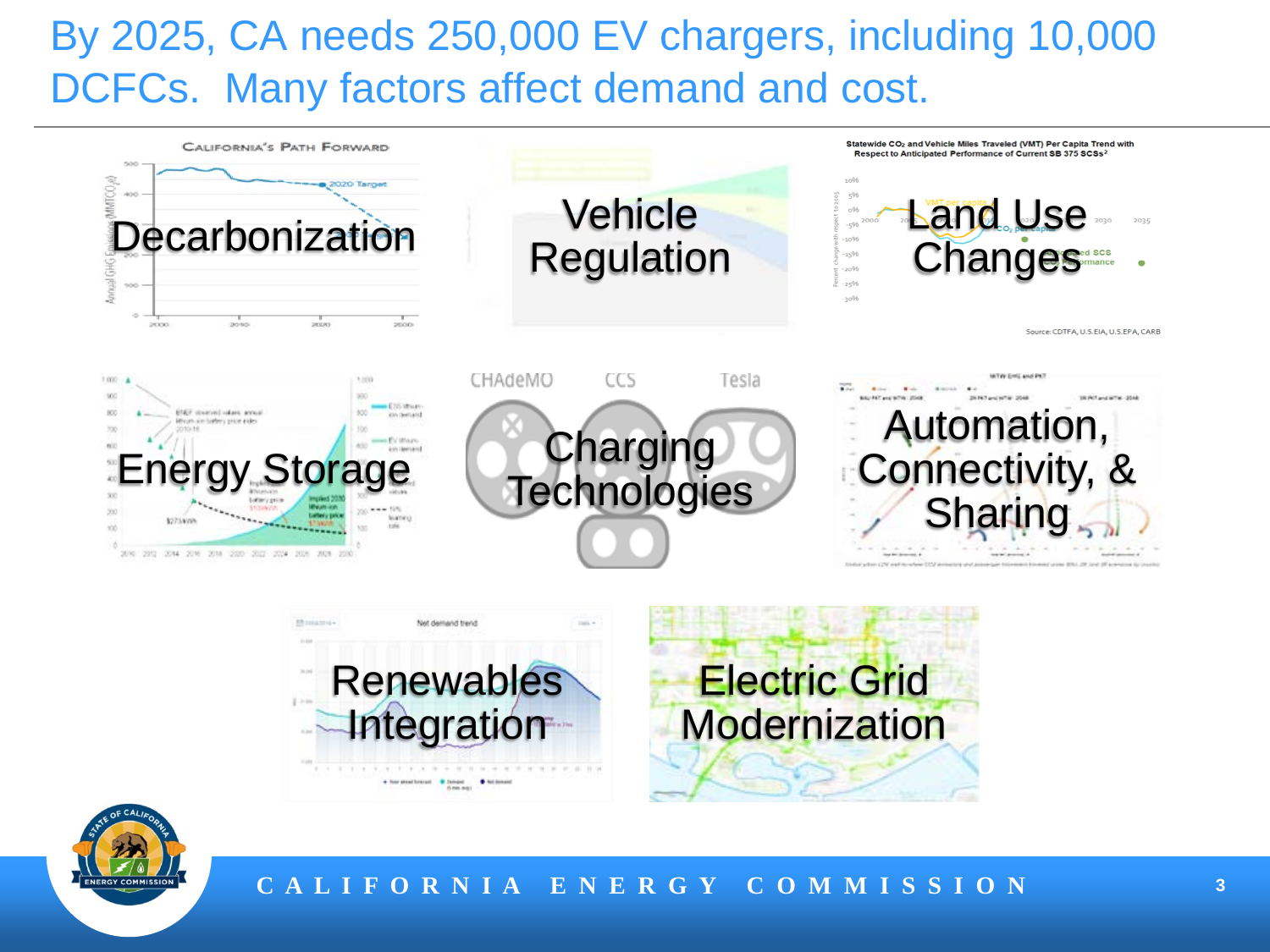# By 2025, CA needs 250,000 EV chargers, including 10,000 DCFCs. Many factors affect demand and cost.

- Decarbonization
- Vehicle Regulation
- Land Use Changes
- Energy Storage
- Charging Technologies
- Automation, Connectivity, & Sharing
- Renewables Integration
- Electric Grid Modernization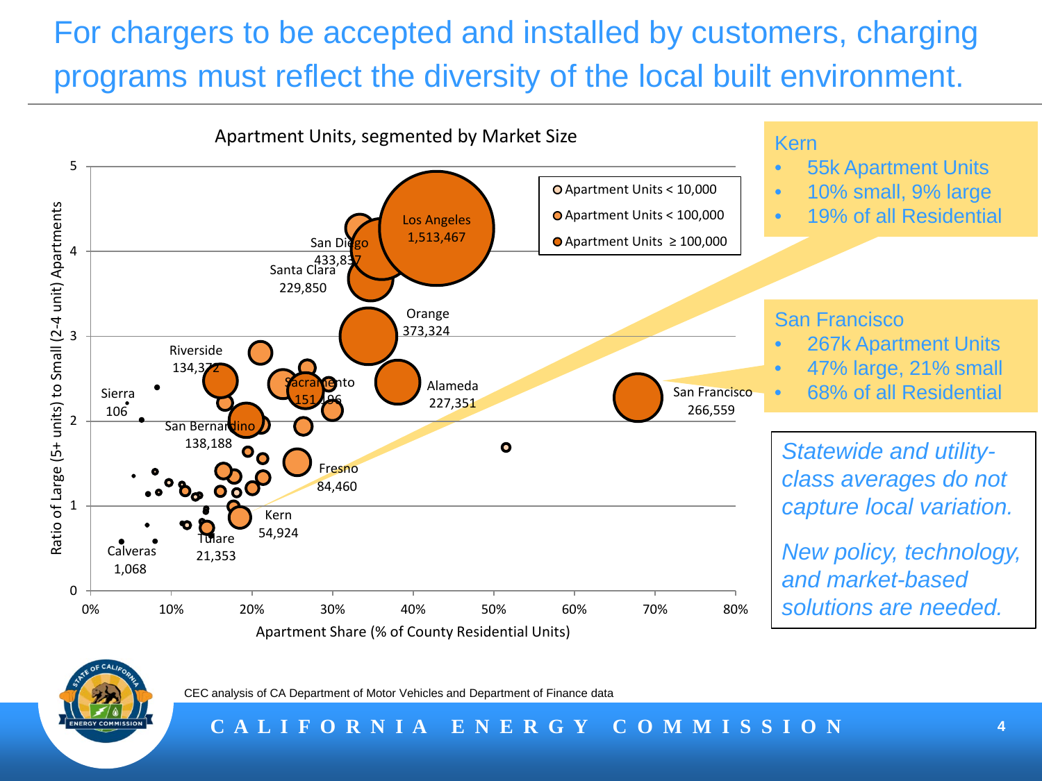# For chargers to be accepted and installed by customers, charging programs must reflect the diversity of the local built environment.

**Apartment Units, segmented by Market Size**

- Apartment Units < 10,000
- Apartment Units < 100,000
- Apartment Units ≥ 100,000

Y-axis: Ratio of Large (5+ units) to Small (2-4 unit) Apartments

X-axis: Apartment Share (% of County Residential Units)

Los Angeles 1,513,467; San Diego 433,837; Santa Clara 229,850; Orange 373,324; Riverside 134,372; Sacramento 151,196; Alameda 227,351; Sierra 106; San Bernardino 138,188; San Francisco 266,559; Fresno 84,460; Kern 54,924; Tulare 21,353; Calveras 1,068

**Kern**

- 55k Apartment Units
- 10% small, 9% large
- 19% of all Residential

**San Francisco**

- 267k Apartment Units
- 47% large, 21% small
- 68% of all Residential

*Statewide and utility-class averages do not capture local variation.*

*New policy, technology, and market-based solutions are needed.*

CEC analysis of CA Department of Motor Vehicles and Department of Finance data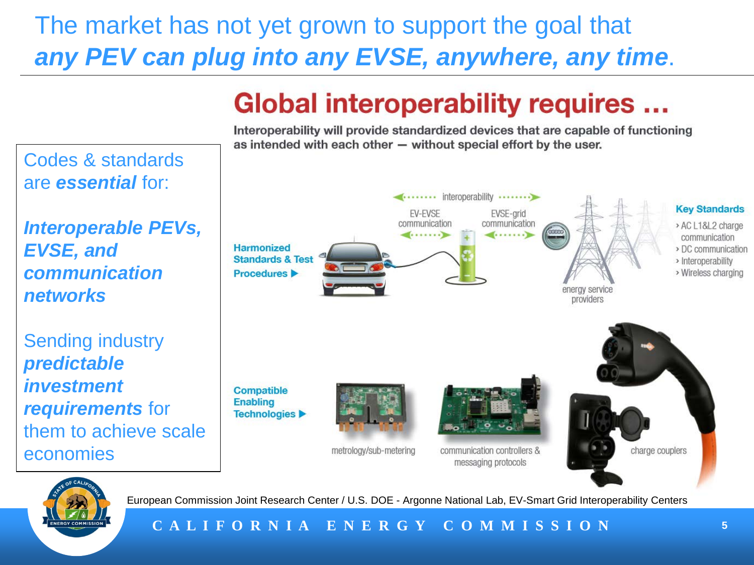# The market has not yet grown to support the goal that *any PEV can plug into any EVSE, anywhere, any time*.

Codes & standards are ***essential*** for:

***Interoperable PEVs, EVSE, and communication networks***

Sending industry ***predictable investment requirements*** for them to achieve scale economies

## Global interoperability requires …

Interoperability will provide standardized devices that are capable of functioning as intended with each other — without special effort by the user.

**Harmonized Standards & Test Procedures ▶**

interoperability

EV-EVSE communication

EVSE-grid communication

energy service providers

**Key Standards**

- AC L1&L2 charge communication
- DC communication
- Interoperability
- Wireless charging

**Compatible Enabling Technologies ▶**

metrology/sub-metering

communication controllers & messaging protocols

charge couplers

European Commission Joint Research Center / U.S. DOE - Argonne National Lab, EV-Smart Grid Interoperability Centers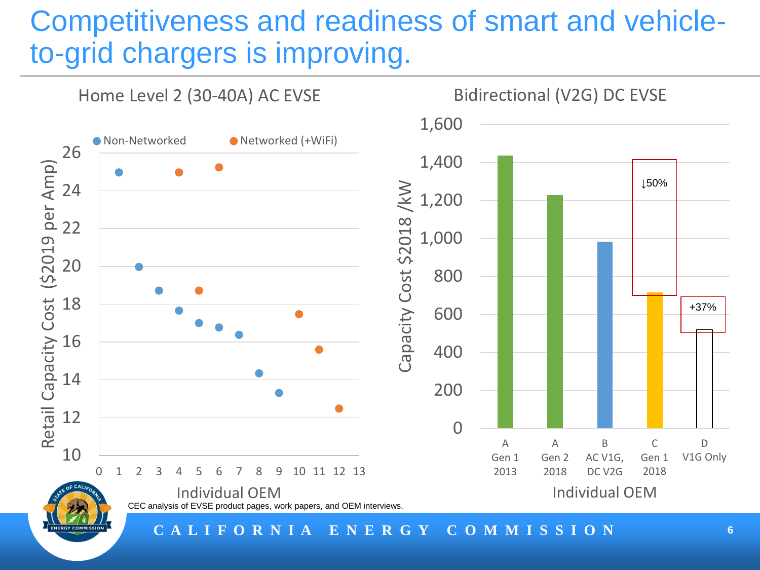# Competitiveness and readiness of smart and vehicle-to-grid chargers is improving.

**Home Level 2 (30-40A) AC EVSE**

Retail Capacity Cost ($2019 per Amp) vs. Individual OEM

- Non-Networked
- Networked (+WiFi)

| Individual OEM | Non-Networked | Networked (+WiFi) |
|---|---|---|
| 1 | 25.0 | |
| 2 | 20.0 | |
| 3 | 18.7 | |
| 4 | 17.7 | 25.0 |
| 5 | 17.0 | 18.7 |
| 6 | 16.8 | 25.2 |
| 7 | 16.4 | |
| 8 | 14.3 | |
| 9 | 13.3 | |
| 10 | | 17.5 |
| 11 | | 15.6 |
| 12 | | 12.5 |

**Bidirectional (V2G) DC EVSE**

Capacity Cost $2018 /kW vs. Individual OEM

| Individual OEM | Capacity Cost $2018 /kW |
|---|---|
| A Gen 1 2013 | ~1,430 |
| A Gen 2 2018 | ~1,225 |
| B AC V1G, DC V2G | ~980 |
| C Gen 1 2018 | ~715 (↓50%) |
| D V1G Only | ~520 (+37%) |

CEC analysis of EVSE product pages, work papers, and OEM interviews.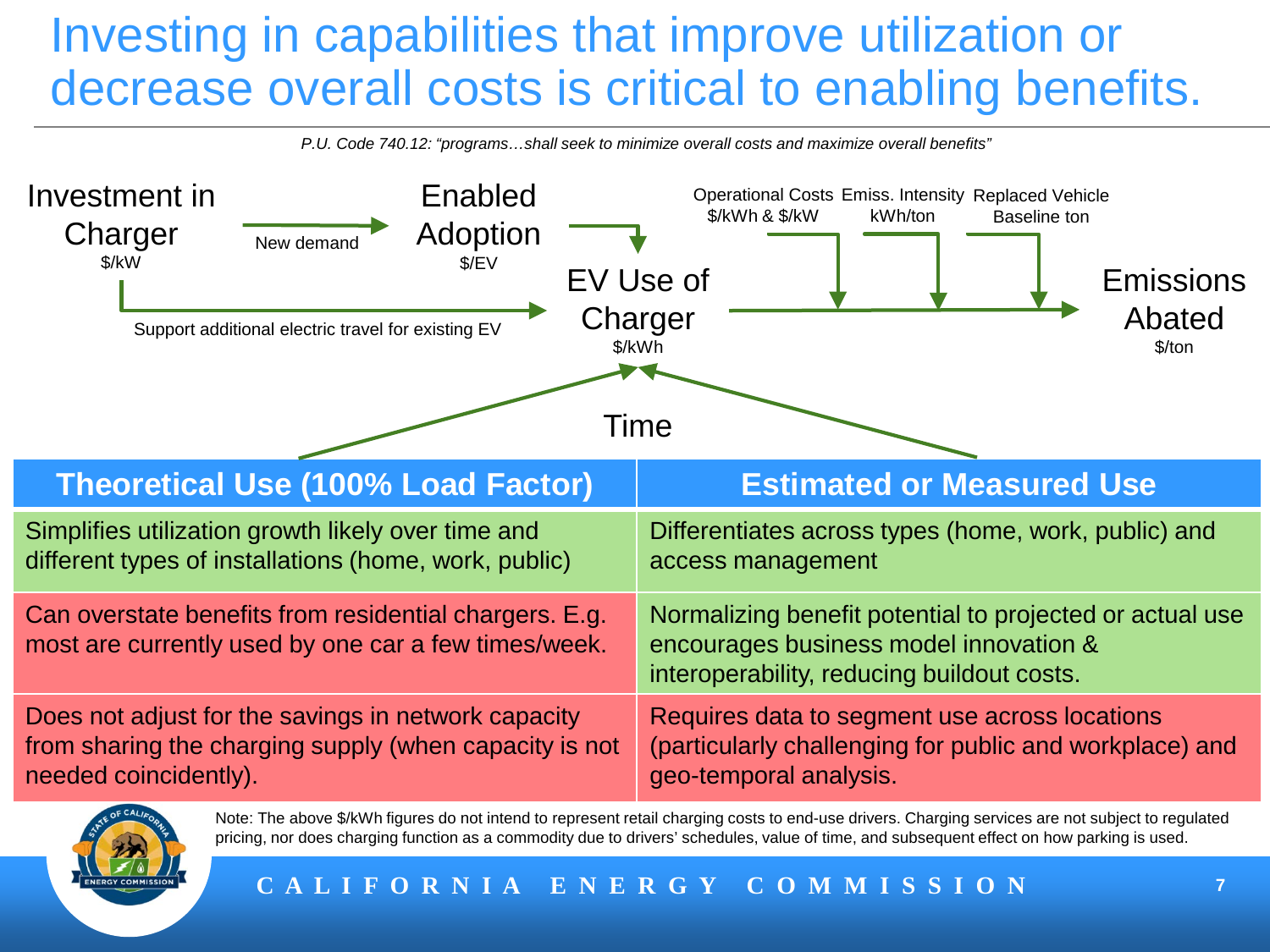# Investing in capabilities that improve utilization or decrease overall costs is critical to enabling benefits.

*P.U. Code 740.12: "programs…shall seek to minimize overall costs and maximize overall benefits"*

Investment in Charger ($/kW) → New demand → Enabled Adoption ($/EV) → EV Use of Charger ($/kWh)

Investment in Charger ($/kW) → Support additional electric travel for existing EV → EV Use of Charger ($/kWh)

EV Use of Charger ($/kWh) → Operational Costs ($/kWh & $/kW), Emiss. Intensity (kWh/ton), Replaced Vehicle Baseline ton → Emissions Abated ($/ton)

Time

| Theoretical Use (100% Load Factor) | Estimated or Measured Use |
|---|---|
| Simplifies utilization growth likely over time and different types of installations (home, work, public) | Differentiates across types (home, work, public) and access management |
| Can overstate benefits from residential chargers. E.g. most are currently used by one car a few times/week. | Normalizing benefit potential to projected or actual use encourages business model innovation & interoperability, reducing buildout costs. |
| Does not adjust for the savings in network capacity from sharing the charging supply (when capacity is not needed coincidently). | Requires data to segment use across locations (particularly challenging for public and workplace) and geo-temporal analysis. |

Note: The above $/kWh figures do not intend to represent retail charging costs to end-use drivers. Charging services are not subject to regulated pricing, nor does charging function as a commodity due to drivers' schedules, value of time, and subsequent effect on how parking is used.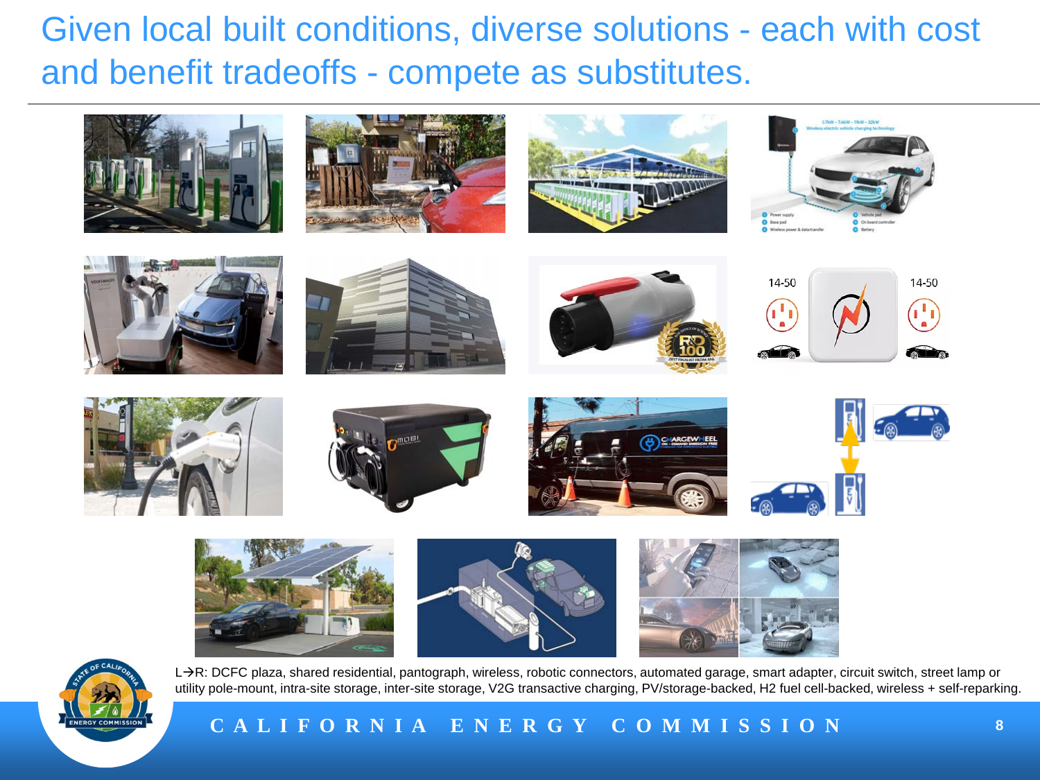# Given local built conditions, diverse solutions - each with cost and benefit tradeoffs - compete as substitutes.

L→R: DCFC plaza, shared residential, pantograph, wireless, robotic connectors, automated garage, smart adapter, circuit switch, street lamp or utility pole-mount, intra-site storage, inter-site storage, V2G transactive charging, PV/storage-backed, H2 fuel cell-backed, wireless + self-reparking.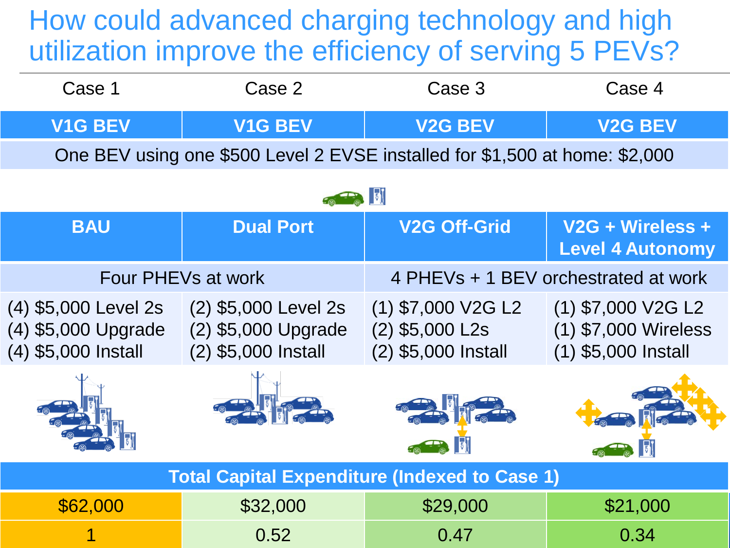# How could advanced charging technology and high utilization improve the efficiency of serving 5 PEVs?

| Case 1 | Case 2 | Case 3 | Case 4 |
|---|---|---|---|
| **V1G BEV** | **V1G BEV** | **V2G BEV** | **V2G BEV** |
| One BEV using one $500 Level 2 EVSE installed for $1,500 at home: $2,000 | | | |
| **BAU** | **Dual Port** | **V2G Off-Grid** | **V2G + Wireless + Level 4 Autonomy** |
| Four PHEVs at work | | 4 PHEVs + 1 BEV orchestrated at work | |
| (4) $5,000 Level 2s<br>(4) $5,000 Upgrade<br>(4) $5,000 Install | (2) $5,000 Level 2s<br>(2) $5,000 Upgrade<br>(2) $5,000 Install | (1) $7,000 V2G L2<br>(2) $5,000 L2s<br>(2) $5,000 Install | (1) $7,000 V2G L2<br>(1) $7,000 Wireless<br>(1) $5,000 Install |
| **Total Capital Expenditure (Indexed to Case 1)** | | | |
| $62,000 | $32,000 | $29,000 | $21,000 |
| 1 | 0.52 | 0.47 | 0.34 |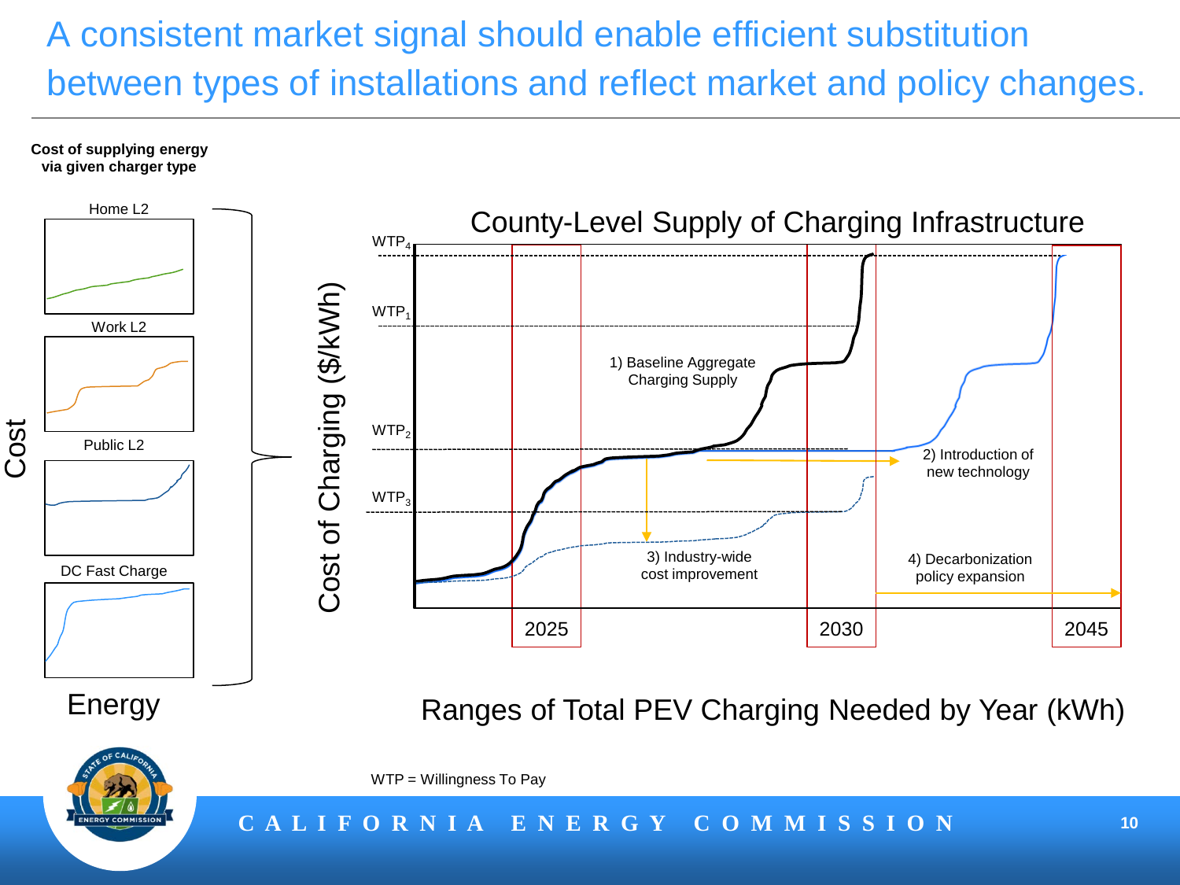# A consistent market signal should enable efficient substitution between types of installations and reflect market and policy changes.

**Cost of supplying energy via given charger type**

Home L2

Work L2

Public L2

DC Fast Charge

Cost

Energy

County-Level Supply of Charging Infrastructure

Cost of Charging ($/kWh)

$WTP_4$

$WTP_1$

$WTP_2$

$WTP_3$

1) Baseline Aggregate Charging Supply

2) Introduction of new technology

3) Industry-wide cost improvement

4) Decarbonization policy expansion

2025

2030

2045

Ranges of Total PEV Charging Needed by Year (kWh)

WTP = Willingness To Pay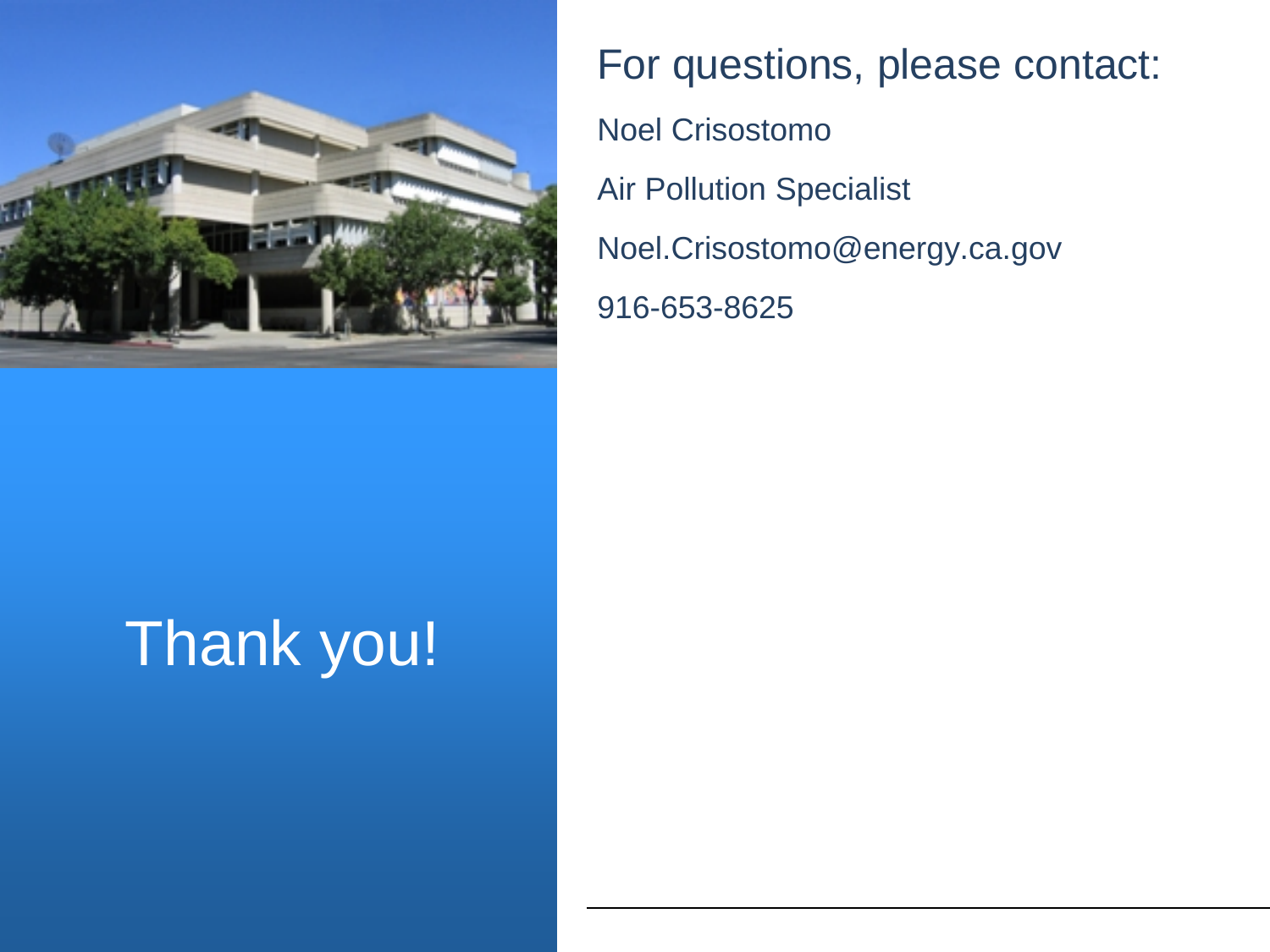# Thank you!

## For questions, please contact:

Noel Crisostomo

Air Pollution Specialist

Noel.Crisostomo@energy.ca.gov

916-653-8625